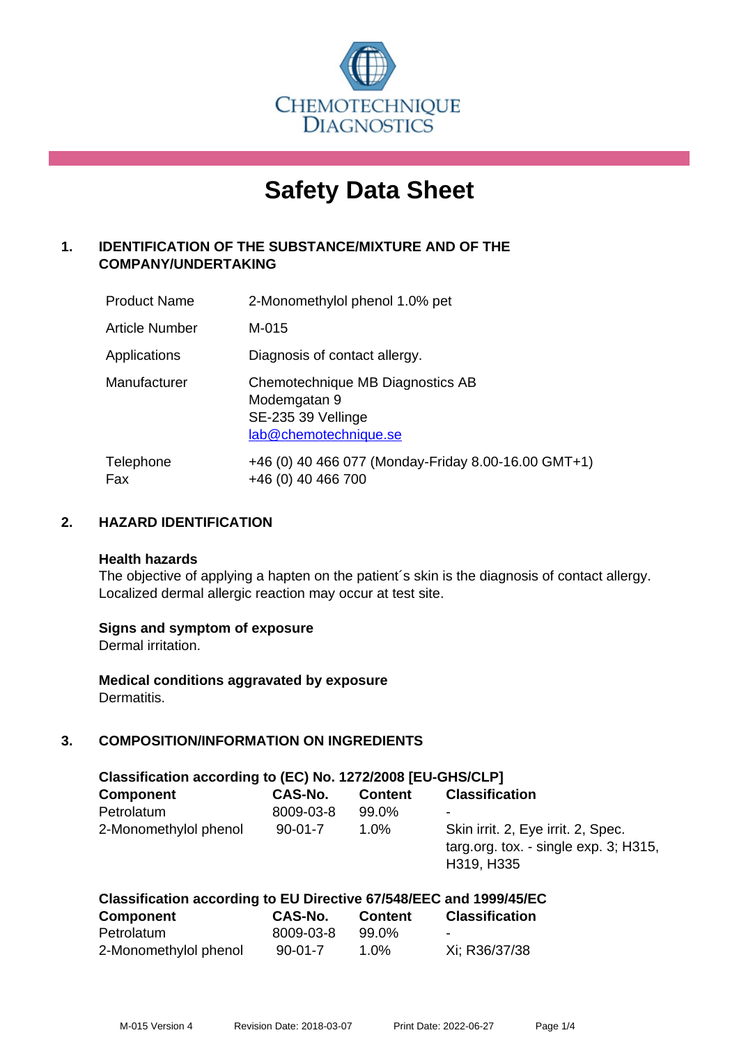CHEMOTECHNIQUE DIAGNOSTICS

# Safety Data Sheet

## 1. IDENTIFICATION OF THE SUBSTANCE/MIXTURE AND OF THE COMPANY/UNDERTAKING

| | |
|---|---|
| Product Name | 2-Monomethylol phenol 1.0% pet |
| Article Number | M-015 |
| Applications | Diagnosis of contact allergy. |
| Manufacturer | Chemotechnique MB Diagnostics AB<br>Modemgatan 9<br>SE-235 39 Vellinge<br>lab@chemotechnique.se |
| Telephone<br>Fax | +46 (0) 40 466 077 (Monday-Friday 8.00-16.00 GMT+1)<br>+46 (0) 40 466 700 |

## 2. HAZARD IDENTIFICATION

**Health hazards**
The objective of applying a hapten on the patient´s skin is the diagnosis of contact allergy. Localized dermal allergic reaction may occur at test site.

**Signs and symptom of exposure**
Dermal irritation.

**Medical conditions aggravated by exposure**
Dermatitis.

## 3. COMPOSITION/INFORMATION ON INGREDIENTS

**Classification according to (EC) No. 1272/2008 [EU-GHS/CLP]**

| Component | CAS-No. | Content | Classification |
|---|---|---|---|
| Petrolatum | 8009-03-8 | 99.0% | - |
| 2-Monomethylol phenol | 90-01-7 | 1.0% | Skin irrit. 2, Eye irrit. 2, Spec. targ.org. tox. - single exp. 3; H315, H319, H335 |

**Classification according to EU Directive 67/548/EEC and 1999/45/EC**

| Component | CAS-No. | Content | Classification |
|---|---|---|---|
| Petrolatum | 8009-03-8 | 99.0% | - |
| 2-Monomethylol phenol | 90-01-7 | 1.0% | Xi; R36/37/38 |

M-015 Version 4 Revision Date: 2018-03-07 Print Date: 2022-06-27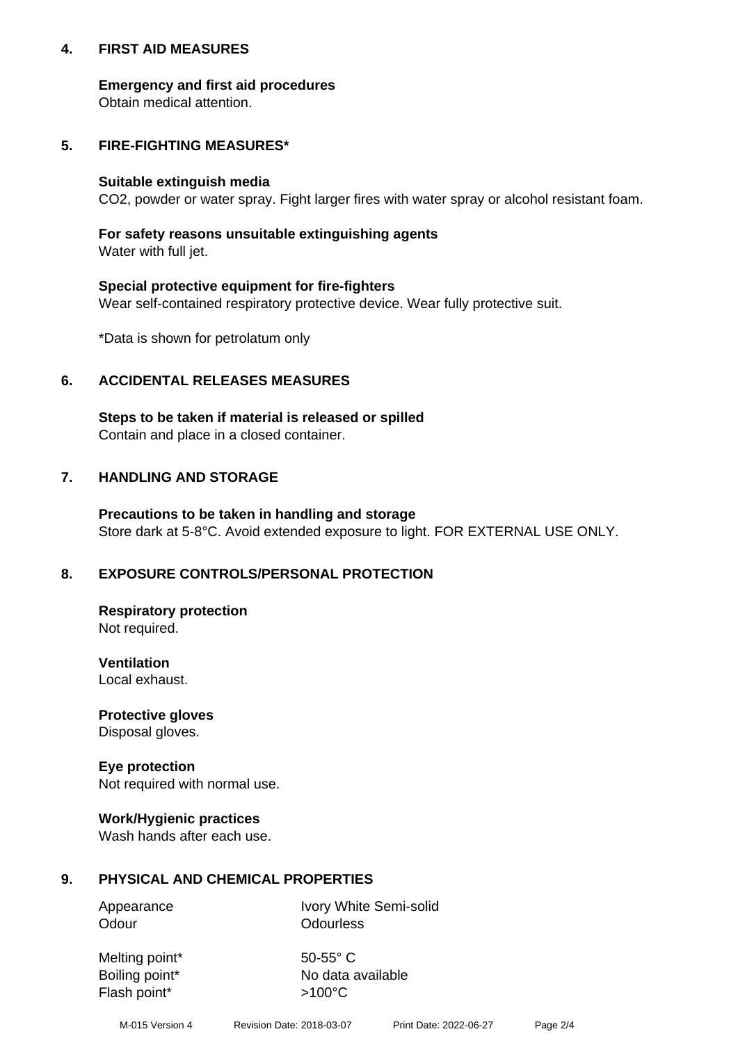## 4. FIRST AID MEASURES

**Emergency and first aid procedures**
Obtain medical attention.

## 5. FIRE-FIGHTING MEASURES*

**Suitable extinguish media**
$CO_2$, powder or water spray. Fight larger fires with water spray or alcohol resistant foam.

**For safety reasons unsuitable extinguishing agents**
Water with full jet.

**Special protective equipment for fire-fighters**
Wear self-contained respiratory protective device. Wear fully protective suit.

*Data is shown for petrolatum only

## 6. ACCIDENTAL RELEASES MEASURES

**Steps to be taken if material is released or spilled**
Contain and place in a closed container.

## 7. HANDLING AND STORAGE

**Precautions to be taken in handling and storage**
Store dark at 5-8°C. Avoid extended exposure to light. FOR EXTERNAL USE ONLY.

## 8. EXPOSURE CONTROLS/PERSONAL PROTECTION

**Respiratory protection**
Not required.

**Ventilation**
Local exhaust.

**Protective gloves**
Disposal gloves.

**Eye protection**
Not required with normal use.

**Work/Hygienic practices**
Wash hands after each use.

## 9. PHYSICAL AND CHEMICAL PROPERTIES

| | |
|---|---|
| Appearance | Ivory White Semi-solid |
| Odour | Odourless |
| Melting point* | 50-55° C |
| Boiling point* | No data available |
| Flash point* | >100°C |

M-015 Version 4 Revision Date: 2018-03-07 Print Date: 2022-06-27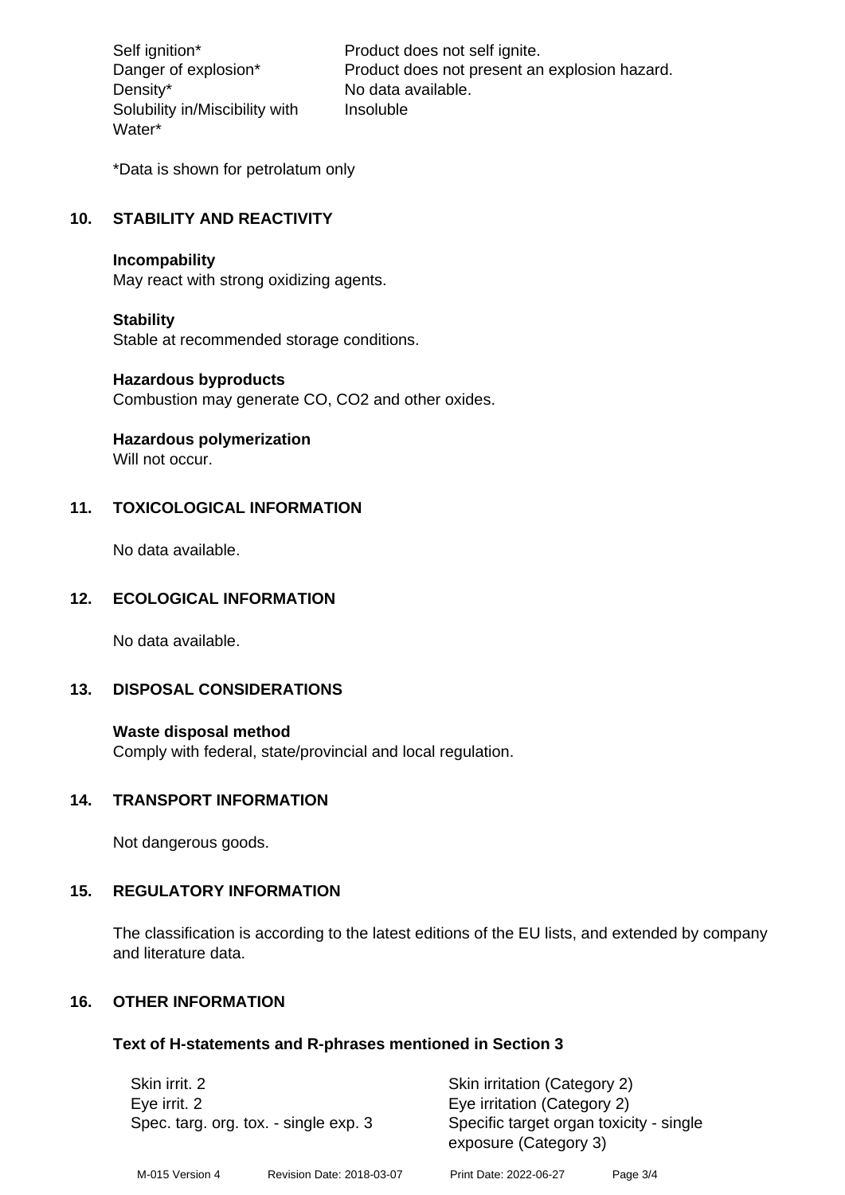| | |
|---|---|
| Self ignition* | Product does not self ignite. |
| Danger of explosion* | Product does not present an explosion hazard. |
| Density* | No data available. |
| Solubility in/Miscibility with Water* | Insoluble |

*Data is shown for petrolatum only

## 10. STABILITY AND REACTIVITY

**Incompability**
May react with strong oxidizing agents.

**Stability**
Stable at recommended storage conditions.

**Hazardous byproducts**
Combustion may generate CO, $CO_2$ and other oxides.

**Hazardous polymerization**
Will not occur.

## 11. TOXICOLOGICAL INFORMATION

No data available.

## 12. ECOLOGICAL INFORMATION

No data available.

## 13. DISPOSAL CONSIDERATIONS

**Waste disposal method**
Comply with federal, state/provincial and local regulation.

## 14. TRANSPORT INFORMATION

Not dangerous goods.

## 15. REGULATORY INFORMATION

The classification is according to the latest editions of the EU lists, and extended by company and literature data.

## 16. OTHER INFORMATION

### Text of H-statements and R-phrases mentioned in Section 3

| | |
|---|---|
| Skin irrit. 2 | Skin irritation (Category 2) |
| Eye irrit. 2 | Eye irritation (Category 2) |
| Spec. targ. org. tox. - single exp. 3 | Specific target organ toxicity - single exposure (Category 3) |

M-015 Version 4 Revision Date: 2018-03-07 Print Date: 2022-06-27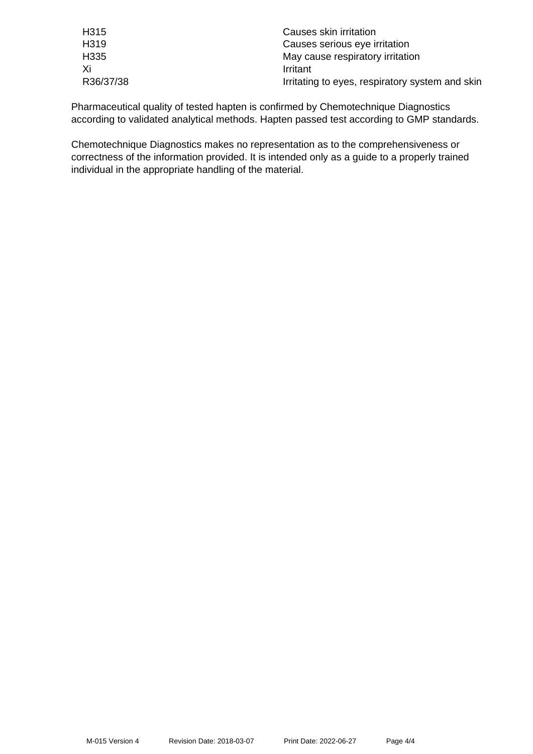| | |
|---|---|
| H315 | Causes skin irritation |
| H319 | Causes serious eye irritation |
| H335 | May cause respiratory irritation |
| Xi | Irritant |
| R36/37/38 | Irritating to eyes, respiratory system and skin |

Pharmaceutical quality of tested hapten is confirmed by Chemotechnique Diagnostics according to validated analytical methods. Hapten passed test according to GMP standards.

Chemotechnique Diagnostics makes no representation as to the comprehensiveness or correctness of the information provided. It is intended only as a guide to a properly trained individual in the appropriate handling of the material.